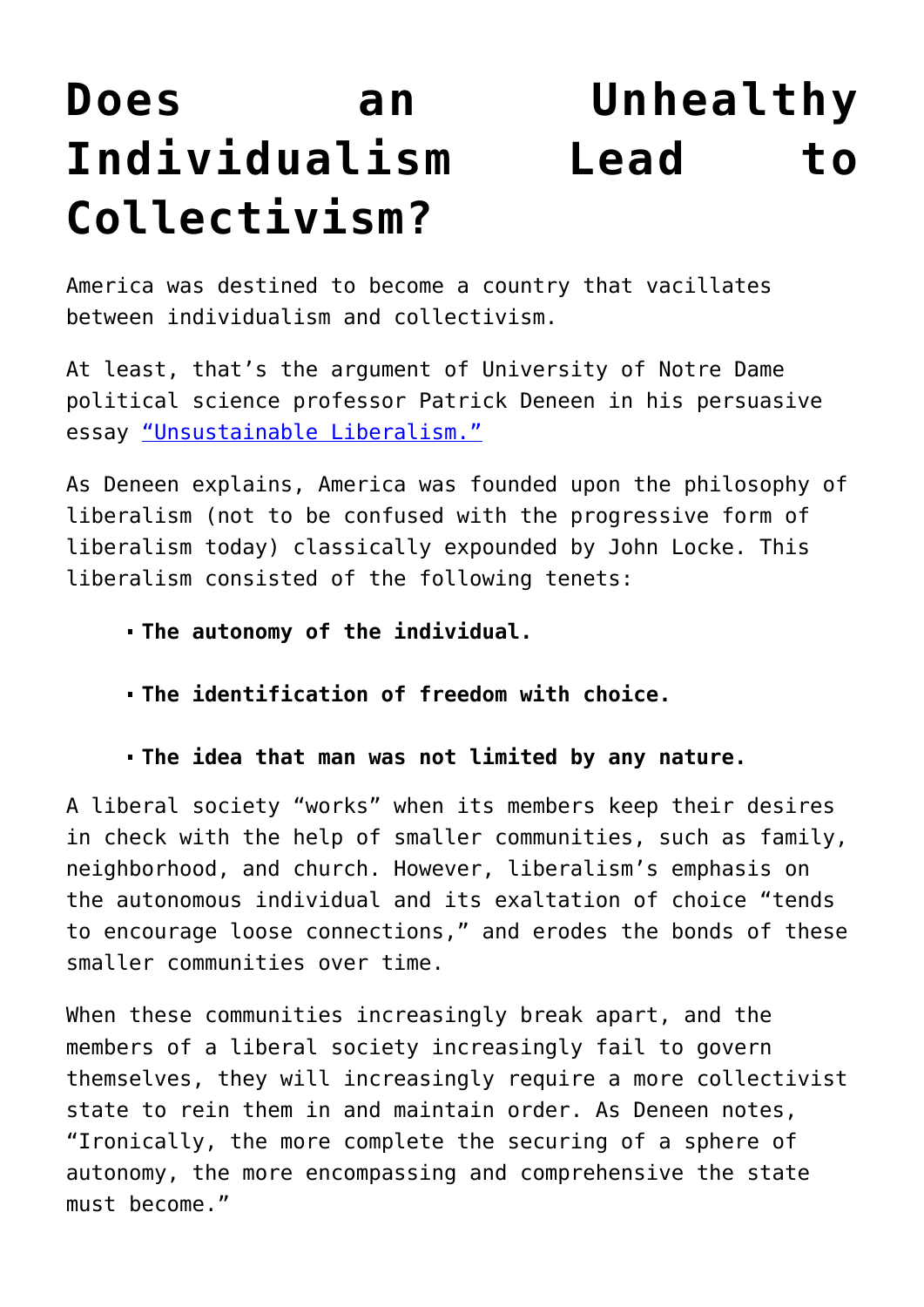# Does an Unhealthy Individualism Lead to Collectivism?

America was destined to become a country that vacillates between individualism and collectivism.

At least, that's the argument of University of Notre Dame political science professor Patrick Deneen in his persuasive essay "Unsustainable Liberalism."

As Deneen explains, America was founded upon the philosophy of liberalism (not to be confused with the progressive form of liberalism today) classically expounded by John Locke. This liberalism consisted of the following tenets:

- **The autonomy of the individual.**
- **The identification of freedom with choice.**
- **The idea that man was not limited by any nature.**

A liberal society "works" when its members keep their desires in check with the help of smaller communities, such as family, neighborhood, and church. However, liberalism's emphasis on the autonomous individual and its exaltation of choice "tends to encourage loose connections," and erodes the bonds of these smaller communities over time.

When these communities increasingly break apart, and the members of a liberal society increasingly fail to govern themselves, they will increasingly require a more collectivist state to rein them in and maintain order. As Deneen notes, "Ironically, the more complete the securing of a sphere of autonomy, the more encompassing and comprehensive the state must become."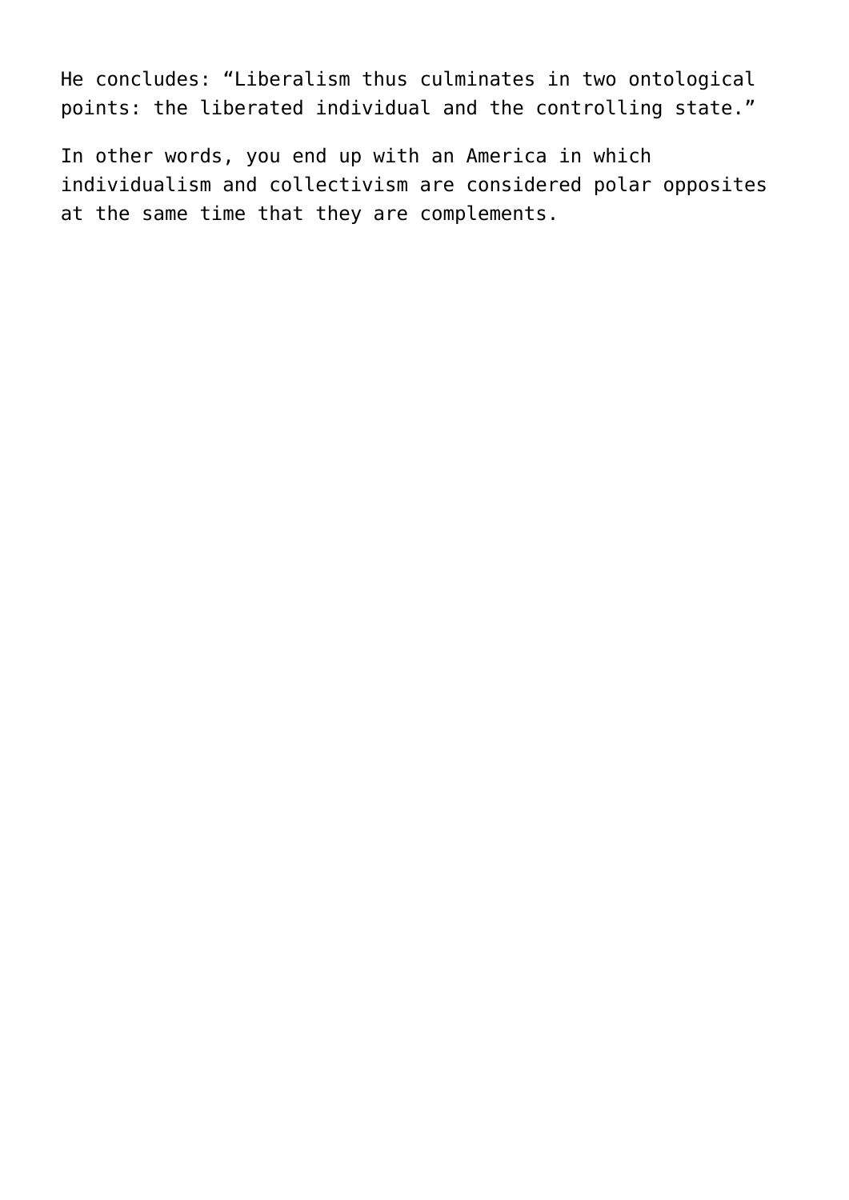He concludes: “Liberalism thus culminates in two ontological points: the liberated individual and the controlling state.”

In other words, you end up with an America in which individualism and collectivism are considered polar opposites at the same time that they are complements.